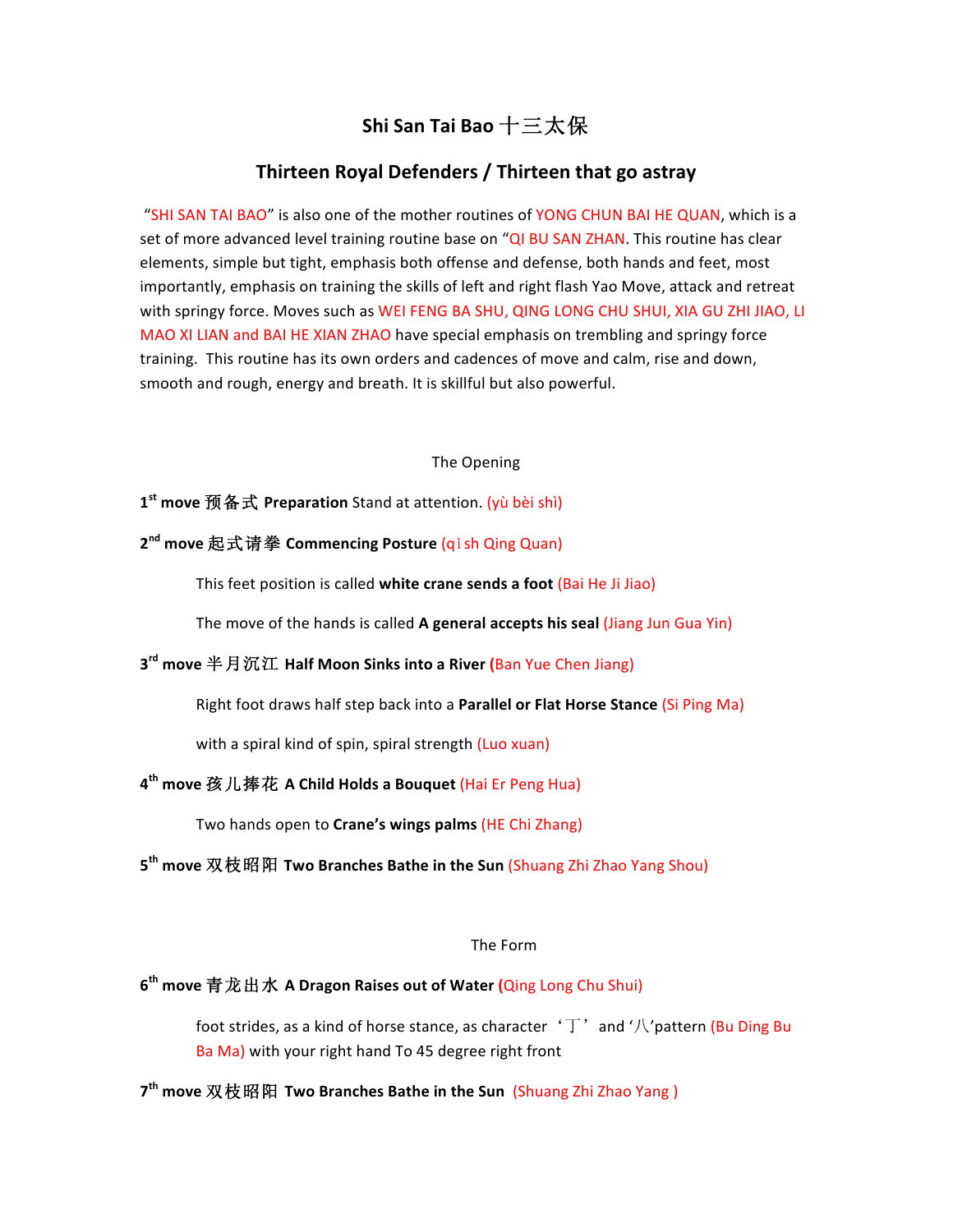# Shi San Tai Bao 十三太保

## Thirteen Royal Defenders / Thirteen that go astray

"SHI SAN TAI BAO" is also one of the mother routines of YONG CHUN BAI HE QUAN, which is a set of more advanced level training routine base on "QI BU SAN ZHAN. This routine has clear elements, simple but tight, emphasis both offense and defense, both hands and feet, most importantly, emphasis on training the skills of left and right flash Yao Move, attack and retreat with springy force. Moves such as WEI FENG BA SHU, QING LONG CHU SHUI, XIA GU ZHI JIAO, LI MAO XI LIAN and BAI HE XIAN ZHAO have special emphasis on trembling and springy force training. This routine has its own orders and cadences of move and calm, rise and down, smooth and rough, energy and breath. It is skillful but also powerful.

The Opening

**1st move 预备式 Preparation** Stand at attention. (yù bèi shì)

**2nd move 起式请拳 Commencing Posture** (qǐ sh Qing Quan)

This feet position is called **white crane sends a foot** (Bai He Ji Jiao)

The move of the hands is called **A general accepts his seal** (Jiang Jun Gua Yin)

**3rd move 半月沉江 Half Moon Sinks into a River** (Ban Yue Chen Jiang)

Right foot draws half step back into a **Parallel or Flat Horse Stance** (Si Ping Ma)

with a spiral kind of spin, spiral strength (Luo xuan)

**4th move 孩儿捧花 A Child Holds a Bouquet** (Hai Er Peng Hua)

Two hands open to **Crane's wings palms** (HE Chi Zhang)

**5th move 双枝昭阳 Two Branches Bathe in the Sun** (Shuang Zhi Zhao Yang Shou)

The Form

**6th move 青龙出水 A Dragon Raises out of Water** (Qing Long Chu Shui)

foot strides, as a kind of horse stance, as character '丁' and '八'pattern (Bu Ding Bu Ba Ma) with your right hand To 45 degree right front

**7th move 双枝昭阳 Two Branches Bathe in the Sun** (Shuang Zhi Zhao Yang )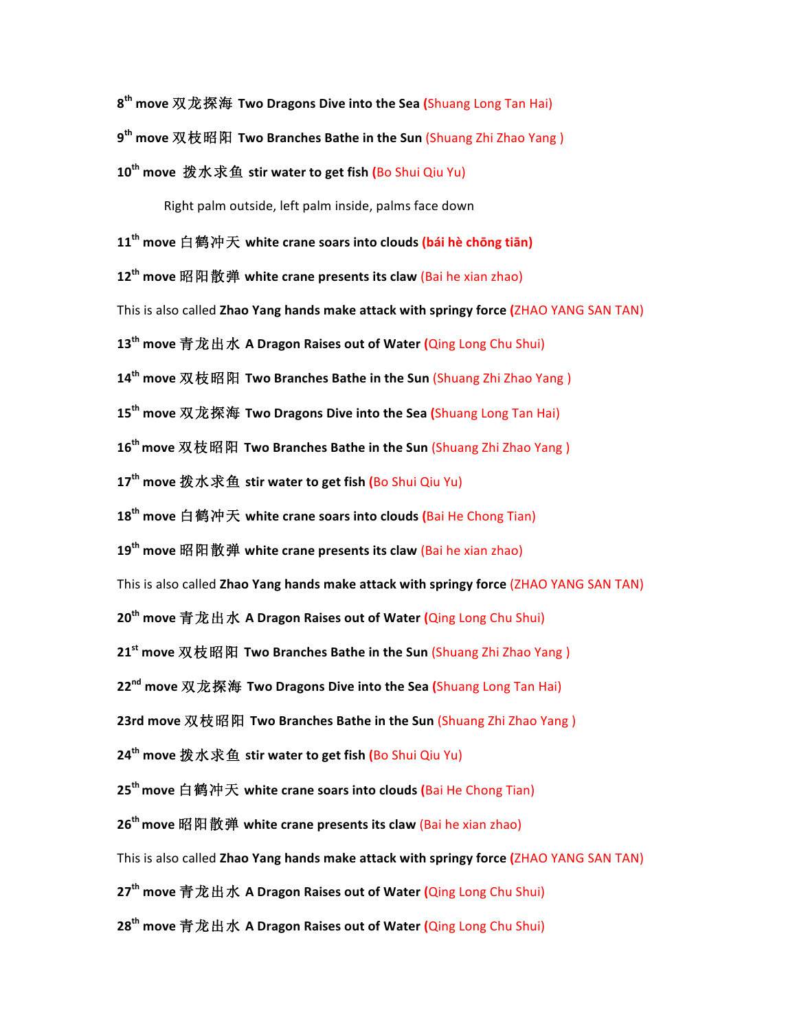8th move 双龙探海 **Two Dragons Dive into the Sea** (Shuang Long Tan Hai)

9th move 双枝昭阳 **Two Branches Bathe in the Sun** (Shuang Zhi Zhao Yang )

10th move 拨水求鱼 **stir water to get fish** (Bo Shui Qiu Yu)

Right palm outside, left palm inside, palms face down

11th move 白鹤冲天 **white crane soars into clouds** **(bái hè chōng tiān)**

12th move 昭阳散弹 **white crane presents its claw** (Bai he xian zhao)

This is also called **Zhao Yang hands make attack with springy force** (ZHAO YANG SAN TAN)

13th move 青龙出水 **A Dragon Raises out of Water** (Qing Long Chu Shui)

14th move 双枝昭阳 **Two Branches Bathe in the Sun** (Shuang Zhi Zhao Yang )

15th move 双龙探海 **Two Dragons Dive into the Sea** (Shuang Long Tan Hai)

16th move 双枝昭阳 **Two Branches Bathe in the Sun** (Shuang Zhi Zhao Yang )

17th move 拨水求鱼 **stir water to get fish** (Bo Shui Qiu Yu)

18th move 白鹤冲天 **white crane soars into clouds** (Bai He Chong Tian)

19th move 昭阳散弹 **white crane presents its claw** (Bai he xian zhao)

This is also called **Zhao Yang hands make attack with springy force** (ZHAO YANG SAN TAN)

20th move 青龙出水 **A Dragon Raises out of Water** (Qing Long Chu Shui)

21st move 双枝昭阳 **Two Branches Bathe in the Sun** (Shuang Zhi Zhao Yang )

22nd move 双龙探海 **Two Dragons Dive into the Sea** (Shuang Long Tan Hai)

23rd move 双枝昭阳 **Two Branches Bathe in the Sun** (Shuang Zhi Zhao Yang )

24th move 拨水求鱼 **stir water to get fish** (Bo Shui Qiu Yu)

25th move 白鹤冲天 **white crane soars into clouds** (Bai He Chong Tian)

26th move 昭阳散弹 **white crane presents its claw** (Bai he xian zhao)

This is also called **Zhao Yang hands make attack with springy force** (ZHAO YANG SAN TAN)

27th move 青龙出水 **A Dragon Raises out of Water** (Qing Long Chu Shui)

28th move 青龙出水 **A Dragon Raises out of Water** (Qing Long Chu Shui)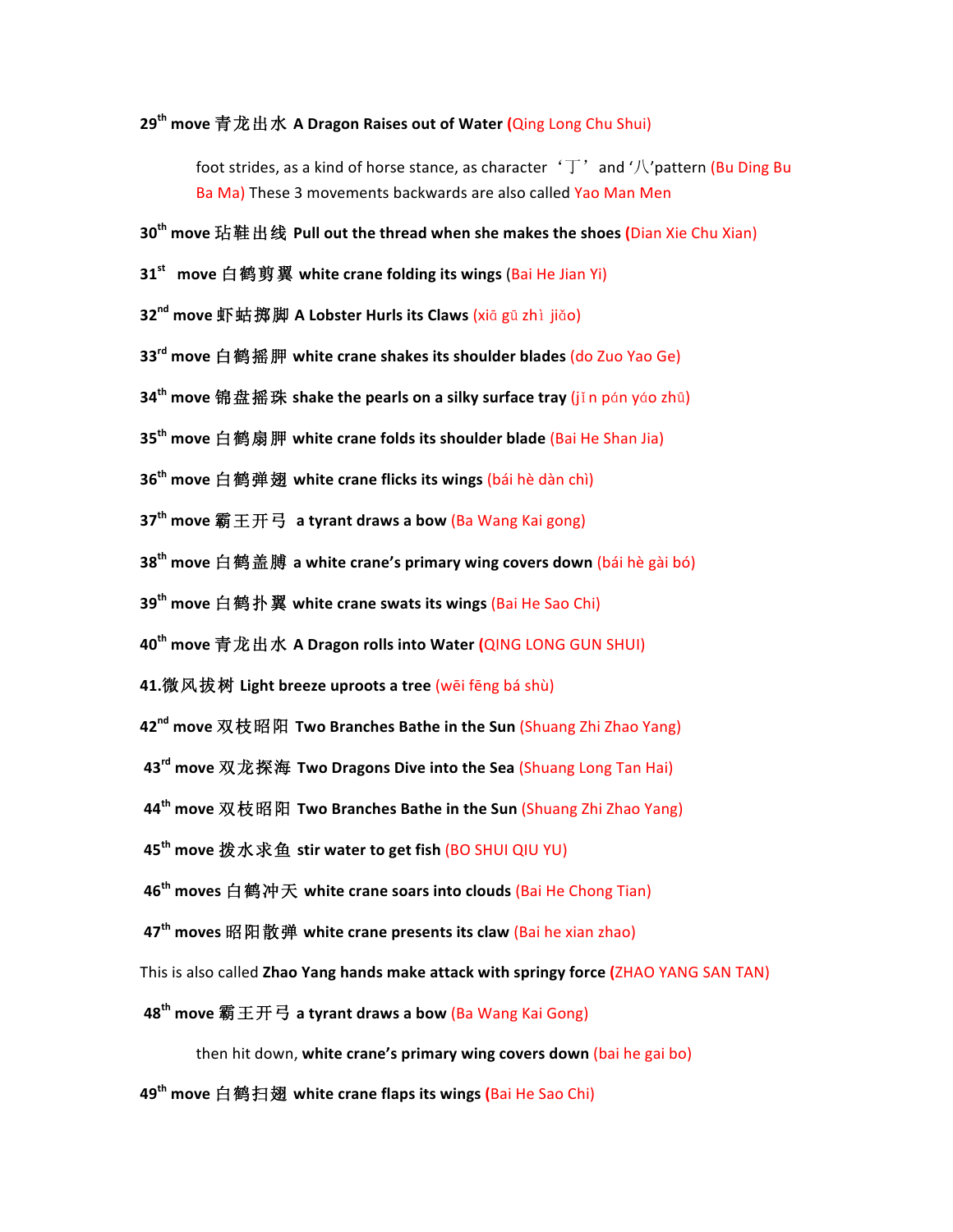**29th move 青龙出水 A Dragon Raises out of Water (Qing Long Chu Shui)**

foot strides, as a kind of horse stance, as character '丁' and '八'pattern (Bu Ding Bu Ba Ma) These 3 movements backwards are also called Yao Man Men

**30th move 玷鞋出线 Pull out the thread when she makes the shoes (Dian Xie Chu Xian)**

**31st move 白鹤剪翼 white crane folding its wings** (Bai He Jian Yi)

**32nd move 虾蛄掷脚 A Lobster Hurls its Claws** (xiā gū zhì jiǒo)

**33rd move 白鹤摇胛 white crane shakes its shoulder blades** (do Zuo Yao Ge)

**34th move 锦盘摇珠 shake the pearls on a silky surface tray** (jǐn pán yáo zhū)

**35th move 白鹤扇胛 white crane folds its shoulder blade** (Bai He Shan Jia)

**36th move 白鹤弹翅 white crane flicks its wings** (bái hè dàn chì)

**37th move 霸王开弓 a tyrant draws a bow** (Ba Wang Kai gong)

**38th move 白鹤盖膊 a white crane's primary wing covers down** (bái hè gài bó)

**39th move 白鹤扑翼 white crane swats its wings** (Bai He Sao Chi)

**40th move 青龙出水 A Dragon rolls into Water (QING LONG GUN SHUI)**

**41.微风拔树 Light breeze uproots a tree** (wēi fēng bá shù)

**42nd move 双枝昭阳 Two Branches Bathe in the Sun** (Shuang Zhi Zhao Yang)

**43rd move 双龙探海 Two Dragons Dive into the Sea** (Shuang Long Tan Hai)

**44th move 双枝昭阳 Two Branches Bathe in the Sun** (Shuang Zhi Zhao Yang)

**45th move 拨水求鱼 stir water to get fish** (BO SHUI QIU YU)

**46th moves 白鹤冲天 white crane soars into clouds** (Bai He Chong Tian)

**47th moves 昭阳散弹 white crane presents its claw** (Bai he xian zhao)

This is also called **Zhao Yang hands make attack with springy force (**ZHAO YANG SAN TAN)

**48th move 霸王开弓 a tyrant draws a bow** (Ba Wang Kai Gong)

then hit down, **white crane's primary wing covers down** (bai he gai bo)

**49th move 白鹤扫翅 white crane flaps its wings (**Bai He Sao Chi)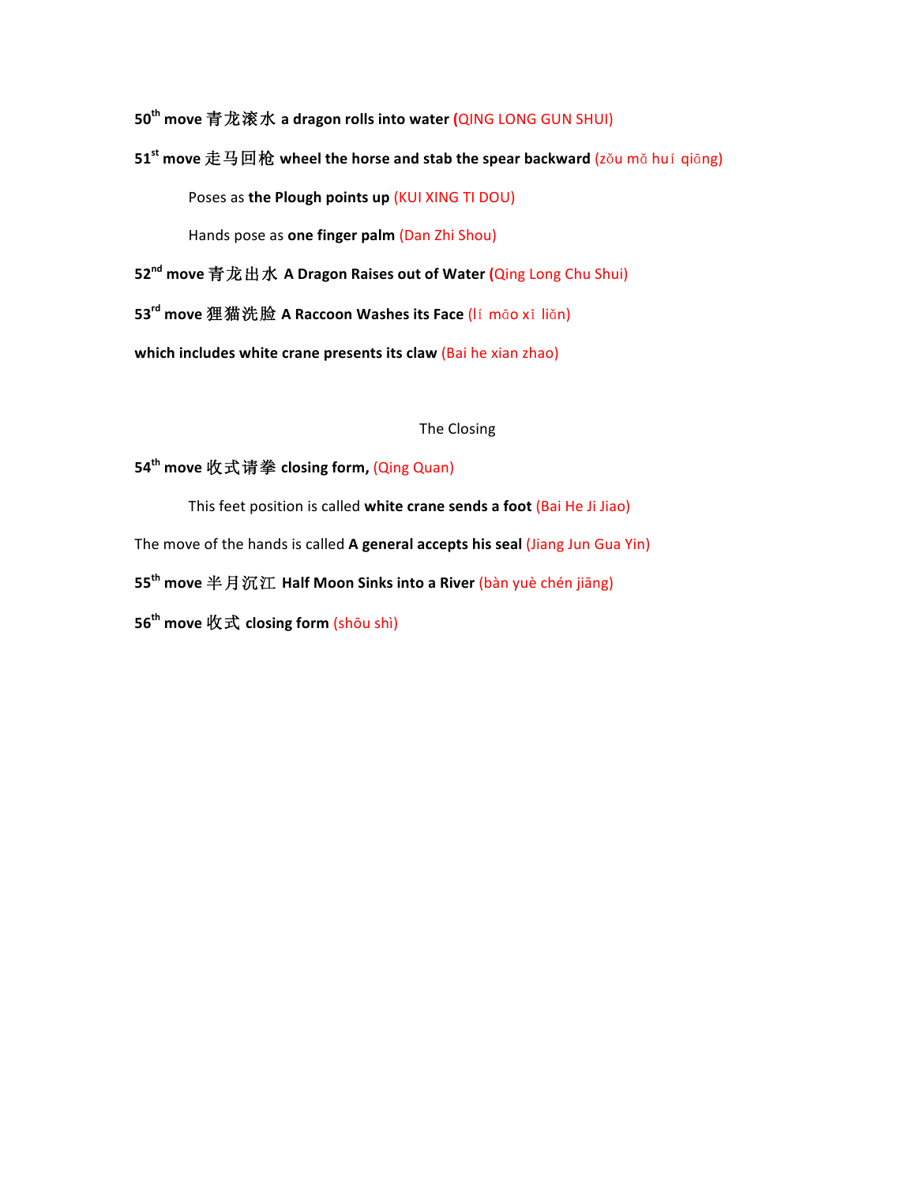**50th move 青龙滚水 a dragon rolls into water (**QING LONG GUN SHUI)

**51st move 走马回枪 wheel the horse and stab the spear backward** (zǒu mǎ huí qiāng)

Poses as **the Plough points up** (KUI XING TI DOU)

Hands pose as **one finger palm** (Dan Zhi Shou)

**52nd move 青龙出水 A Dragon Raises out of Water (**Qing Long Chu Shui)

**53rd move 狸猫洗脸 A Raccoon Washes its Face** (lí māo xǐ liǎn)

**which includes white crane presents its claw** (Bai he xian zhao)

The Closing

**54th move 收式请拳 closing form,** (Qing Quan)

This feet position is called **white crane sends a foot** (Bai He Ji Jiao)

The move of the hands is called **A general accepts his seal** (Jiang Jun Gua Yin)

**55th move 半月沉江 Half Moon Sinks into a River** (bàn yuè chén jiāng)

**56th move 收式 closing form** (shōu shì)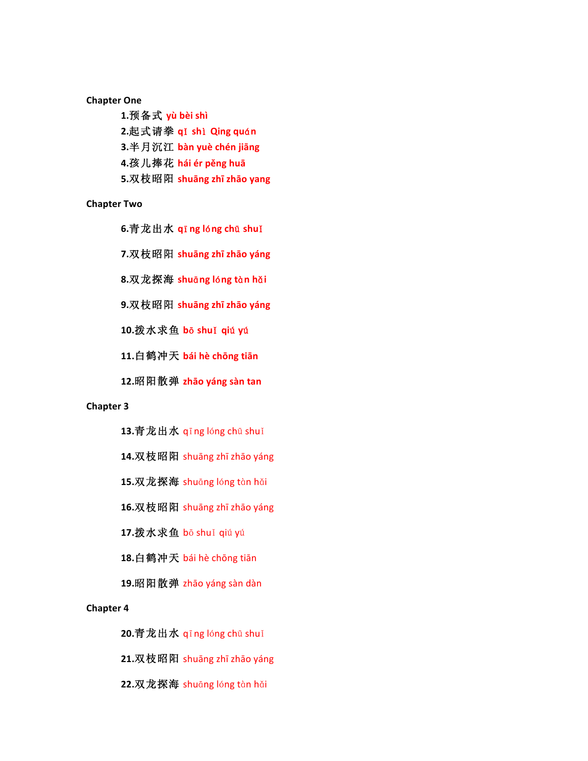**Chapter One**

**1.预备式 yù bèi shì**

**2.起式请拳 qǐ shì Qing quán**

**3.半月沉江 bàn yuè chén jiāng**

**4.孩儿捧花 hái ér pěng huā**

**5.双枝昭阳 shuāng zhī zhāo yang**

**Chapter Two**

**6.青龙出水 qīng lóng chū shuǐ**

**7.双枝昭阳 shuāng zhī zhāo yáng**

**8.双龙探海 shuāng lóng tàn hǎi**

**9.双枝昭阳 shuāng zhī zhāo yáng**

**10.拨水求鱼 bō shuǐ qiú yú**

**11.白鹤冲天 bái hè chōng tiān**

**12.昭阳散弹 zhāo yáng sàn tan**

**Chapter 3**

**13.青龙出水** qīng lóng chū shuǐ

**14.双枝昭阳** shuāng zhī zhāo yáng

**15.双龙探海** shuāng lóng tàn hǎi

**16.双枝昭阳** shuāng zhī zhāo yáng

**17.拨水求鱼** bō shuǐ qiú yú

**18.白鹤冲天** bái hè chōng tiān

**19.昭阳散弹** zhāo yáng sàn dàn

**Chapter 4**

**20.青龙出水** qīng lóng chū shuǐ

**21.双枝昭阳** shuāng zhī zhāo yáng

**22.双龙探海** shuāng lóng tàn hǎi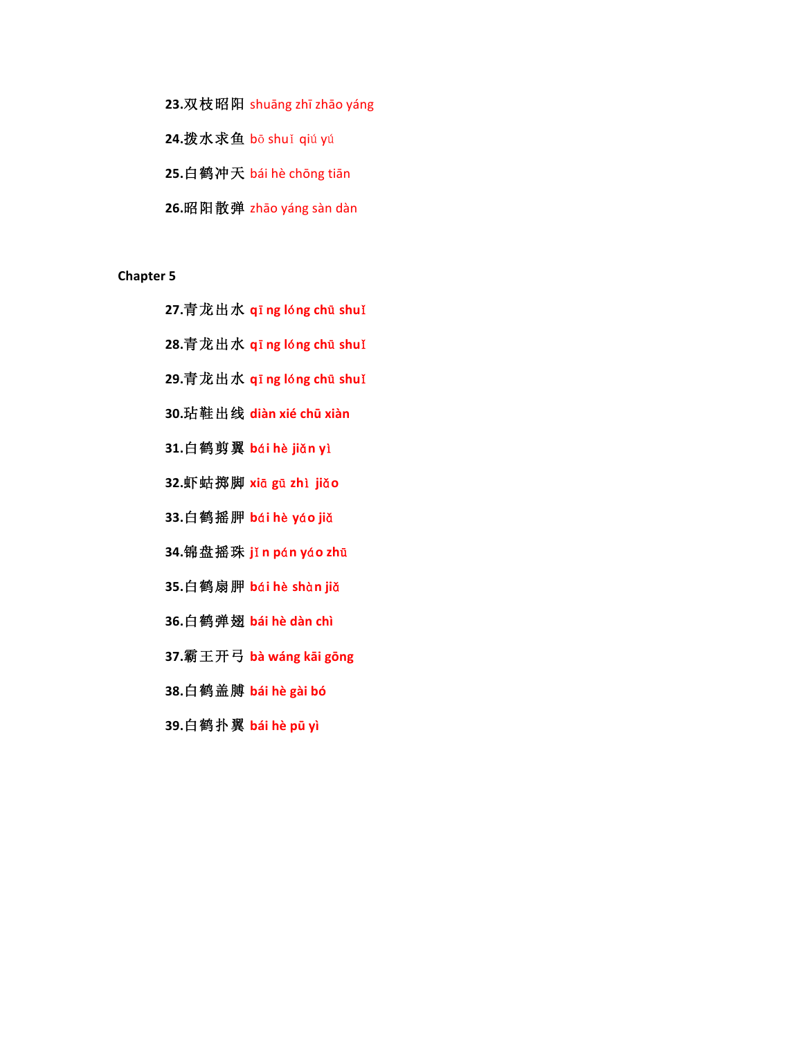**23.**双枝昭阳 shuāng zhī zhāo yáng

**24.**拨水求鱼 bō shuǐ qiú yú

**25.**白鹤冲天 bái hè chōng tiān

**26.**昭阳散弹 zhāo yáng sàn dàn

**Chapter 5**

**27.青龙出水 qīng lóng chū shuǐ**

**28.青龙出水 qīng lóng chū shuǐ**

**29.青龙出水 qīng lóng chū shuǐ**

**30.玷鞋出线 diàn xié chū xiàn**

**31.白鹤剪翼 bái hè jiǎn yì**

**32.虾蛄掷脚 xiā gū zhì jiǎo**

**33.白鹤摇胛 bái hè yáo jiǎ**

**34.锦盘摇珠 jǐn pán yáo zhū**

**35.白鹤扇胛 bái hè shàn jiǎ**

**36.白鹤弹翅 bái hè dàn chì**

**37.霸王开弓 bà wáng kāi gōng**

**38.白鹤盖膊 bái hè gài bó**

**39.白鹤扑翼 bái hè pū yì**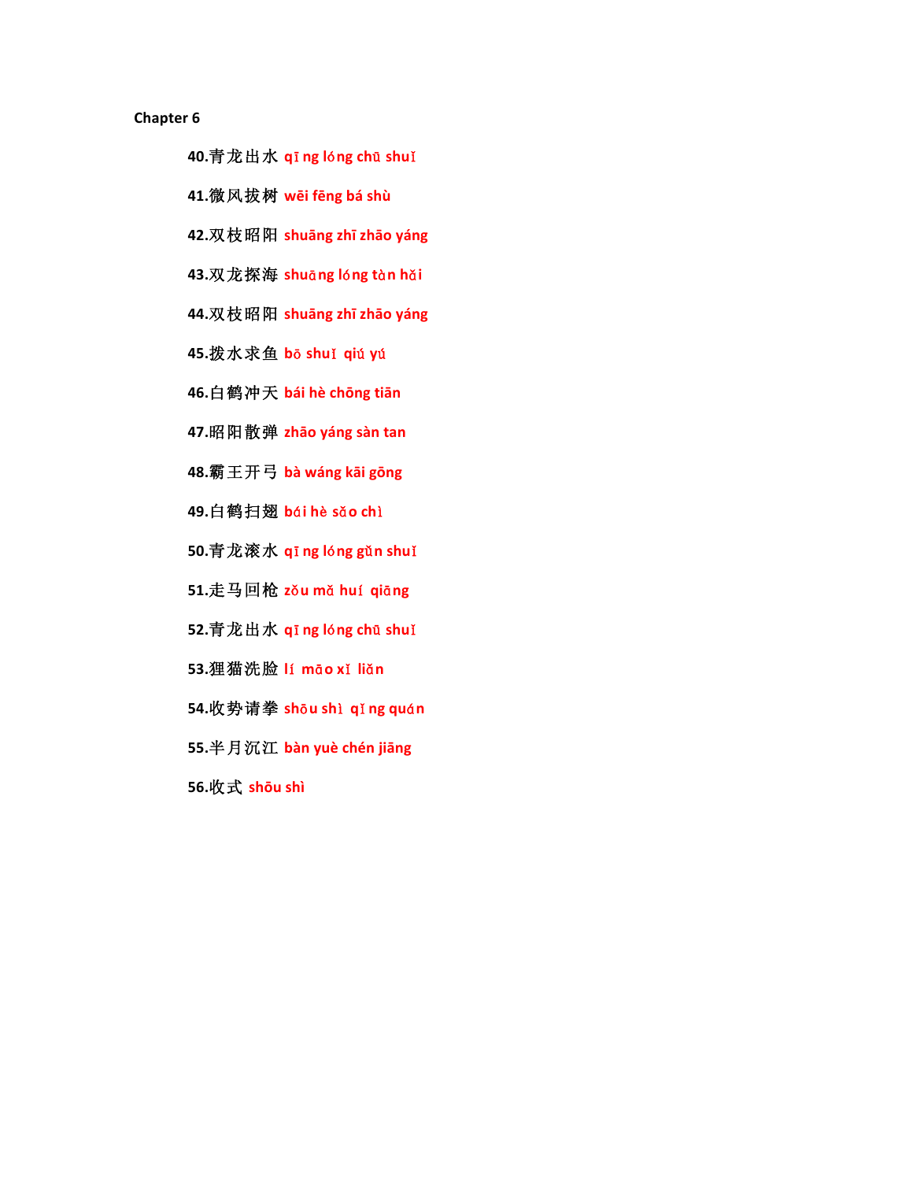**Chapter 6**

**40.**青龙出水 qīng lóng chū shuǐ

**41.**微风拔树 wēi fēng bá shù

**42.**双枝昭阳 shuāng zhī zhāo yáng

**43.**双龙探海 shuāng lóng tàn hǎi

**44.**双枝昭阳 shuāng zhī zhāo yáng

**45.**拨水求鱼 bō shuǐ qiú yú

**46.**白鹤冲天 bái hè chōng tiān

**47.**昭阳散弹 zhāo yáng sàn tan

**48.**霸王开弓 bà wáng kāi gōng

**49.**白鹤扫翅 bái hè sǎo chì

**50.**青龙滚水 qīng lóng gǔn shuǐ

**51.**走马回枪 zǒu mǎ huí qiāng

**52.**青龙出水 qīng lóng chū shuǐ

**53.**狸猫洗脸 lí māo xǐ liǎn

**54.**收势请拳 shōu shì qǐng quán

**55.**半月沉江 bàn yuè chén jiāng

**56.**收式 shōu shì